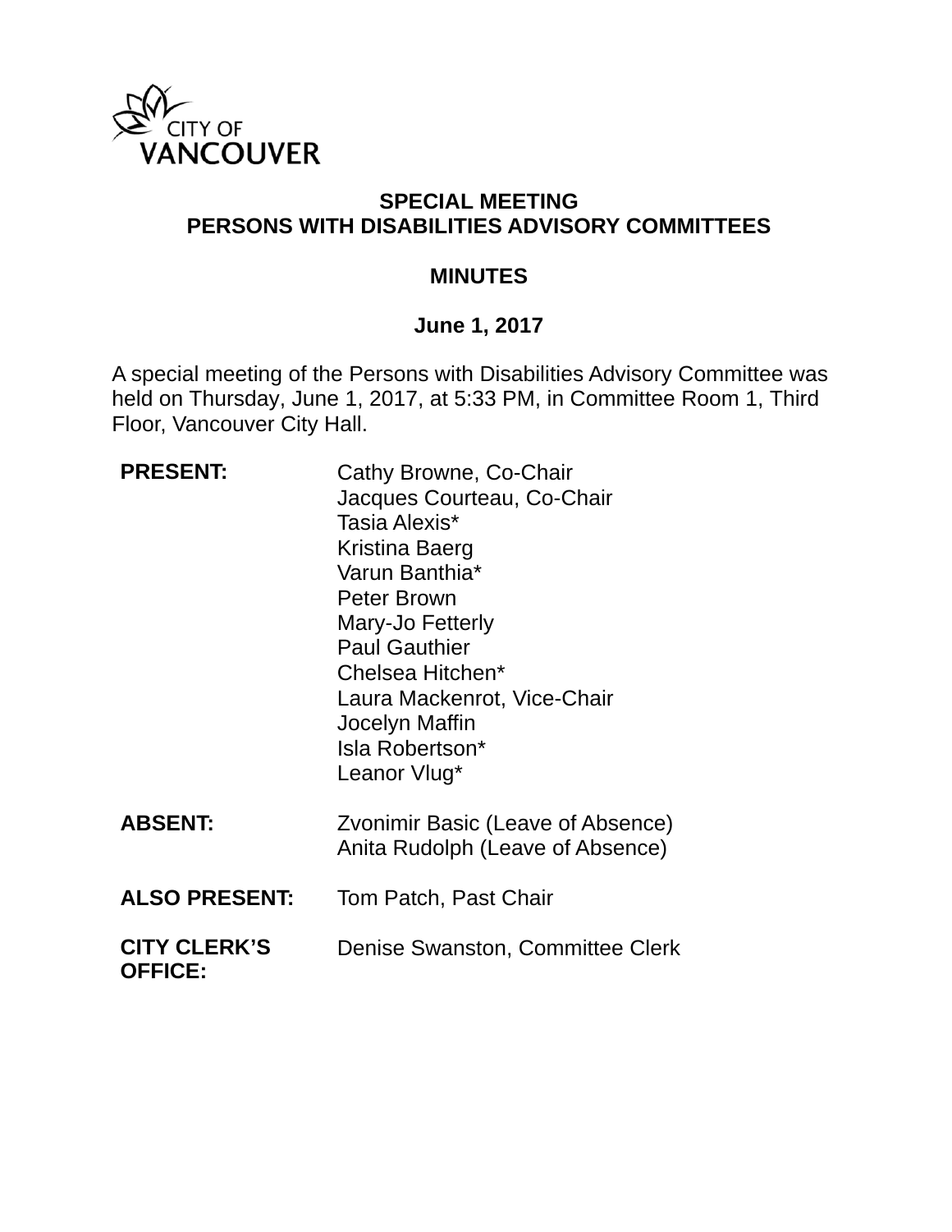CITY OF VANCOUVER

# SPECIAL MEETING
# PERSONS WITH DISABILITIES ADVISORY COMMITTEES

## MINUTES

### June 1, 2017

A special meeting of the Persons with Disabilities Advisory Committee was held on Thursday, June 1, 2017, at 5:33 PM, in Committee Room 1, Third Floor, Vancouver City Hall.

| | |
|---|---|
| **PRESENT:** | Cathy Browne, Co-Chair<br>Jacques Courteau, Co-Chair<br>Tasia Alexis*<br>Kristina Baerg<br>Varun Banthia*<br>Peter Brown<br>Mary-Jo Fetterly<br>Paul Gauthier<br>Chelsea Hitchen*<br>Laura Mackenrot, Vice-Chair<br>Jocelyn Maffin<br>Isla Robertson*<br>Leanor Vlug* |
| **ABSENT:** | Zvonimir Basic (Leave of Absence)<br>Anita Rudolph (Leave of Absence) |
| **ALSO PRESENT:** | Tom Patch, Past Chair |
| **CITY CLERK'S OFFICE:** | Denise Swanston, Committee Clerk |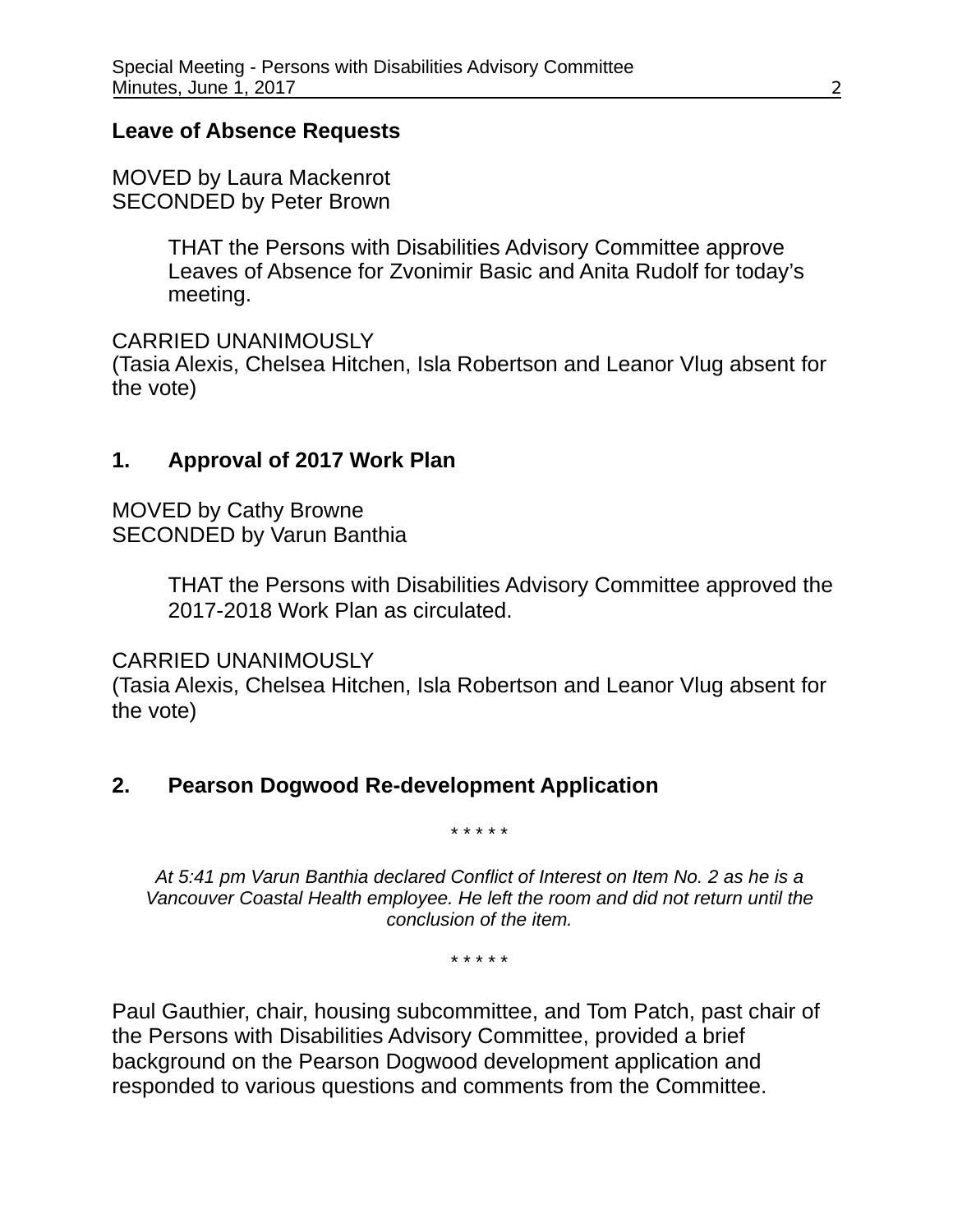## Leave of Absence Requests

MOVED by Laura Mackenrot
SECONDED by Peter Brown

> THAT the Persons with Disabilities Advisory Committee approve Leaves of Absence for Zvonimir Basic and Anita Rudolf for today's meeting.

CARRIED UNANIMOUSLY
(Tasia Alexis, Chelsea Hitchen, Isla Robertson and Leanor Vlug absent for the vote)

## 1. Approval of 2017 Work Plan

MOVED by Cathy Browne
SECONDED by Varun Banthia

> THAT the Persons with Disabilities Advisory Committee approved the 2017-2018 Work Plan as circulated.

CARRIED UNANIMOUSLY
(Tasia Alexis, Chelsea Hitchen, Isla Robertson and Leanor Vlug absent for the vote)

## 2. Pearson Dogwood Re-development Application

\* \* \* \* \*

*At 5:41 pm Varun Banthia declared Conflict of Interest on Item No. 2 as he is a Vancouver Coastal Health employee. He left the room and did not return until the conclusion of the item.*

\* \* \* \* \*

Paul Gauthier, chair, housing subcommittee, and Tom Patch, past chair of the Persons with Disabilities Advisory Committee, provided a brief background on the Pearson Dogwood development application and responded to various questions and comments from the Committee.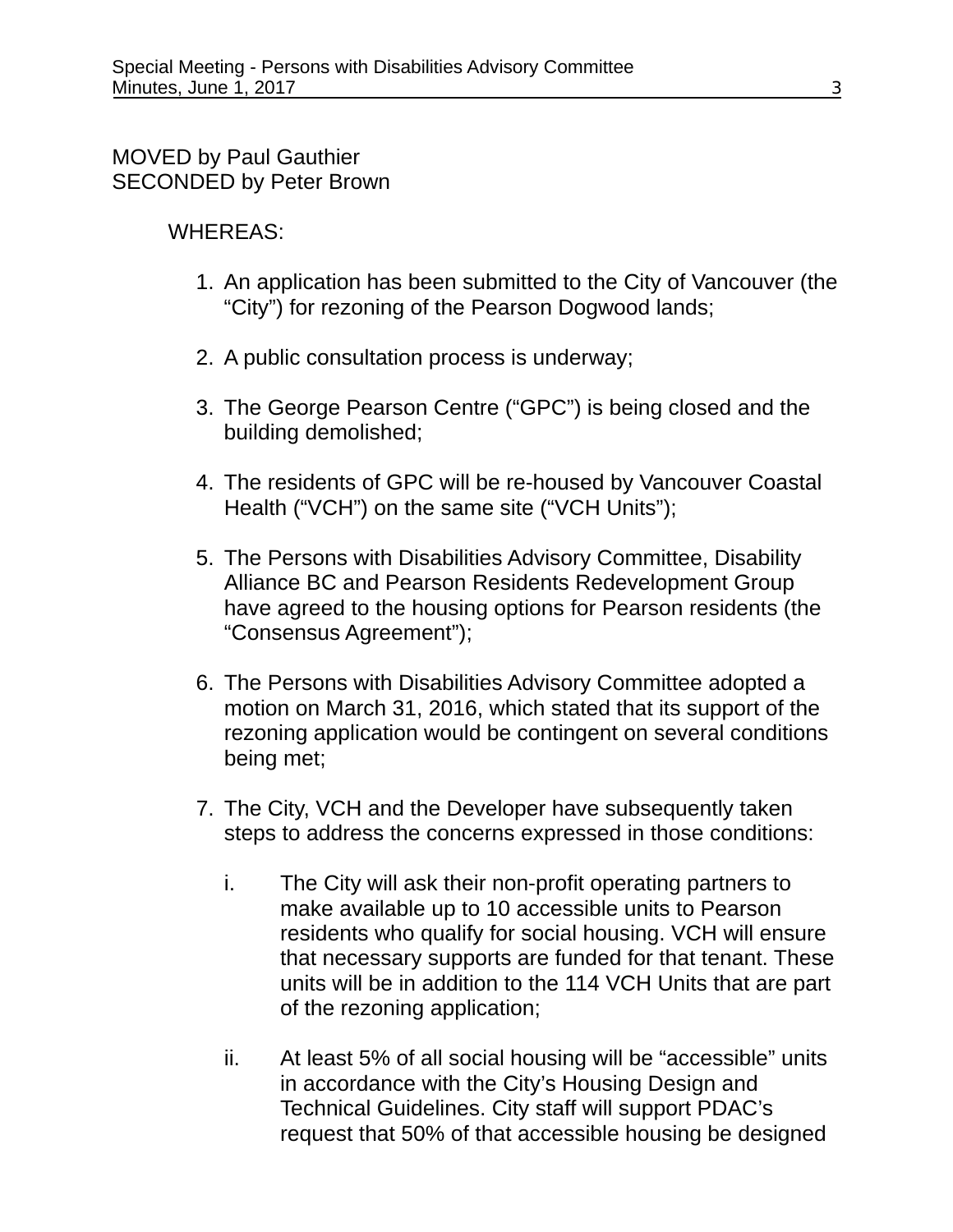MOVED by Paul Gauthier
SECONDED by Peter Brown

WHEREAS:

1. An application has been submitted to the City of Vancouver (the “City”) for rezoning of the Pearson Dogwood lands;

2. A public consultation process is underway;

3. The George Pearson Centre (“GPC”) is being closed and the building demolished;

4. The residents of GPC will be re-housed by Vancouver Coastal Health (“VCH”) on the same site (“VCH Units”);

5. The Persons with Disabilities Advisory Committee, Disability Alliance BC and Pearson Residents Redevelopment Group have agreed to the housing options for Pearson residents (the “Consensus Agreement”);

6. The Persons with Disabilities Advisory Committee adopted a motion on March 31, 2016, which stated that its support of the rezoning application would be contingent on several conditions being met;

7. The City, VCH and the Developer have subsequently taken steps to address the concerns expressed in those conditions:

   i. The City will ask their non-profit operating partners to make available up to 10 accessible units to Pearson residents who qualify for social housing. VCH will ensure that necessary supports are funded for that tenant. These units will be in addition to the 114 VCH Units that are part of the rezoning application;

   ii. At least 5% of all social housing will be “accessible” units in accordance with the City’s Housing Design and Technical Guidelines. City staff will support PDAC’s request that 50% of that accessible housing be designed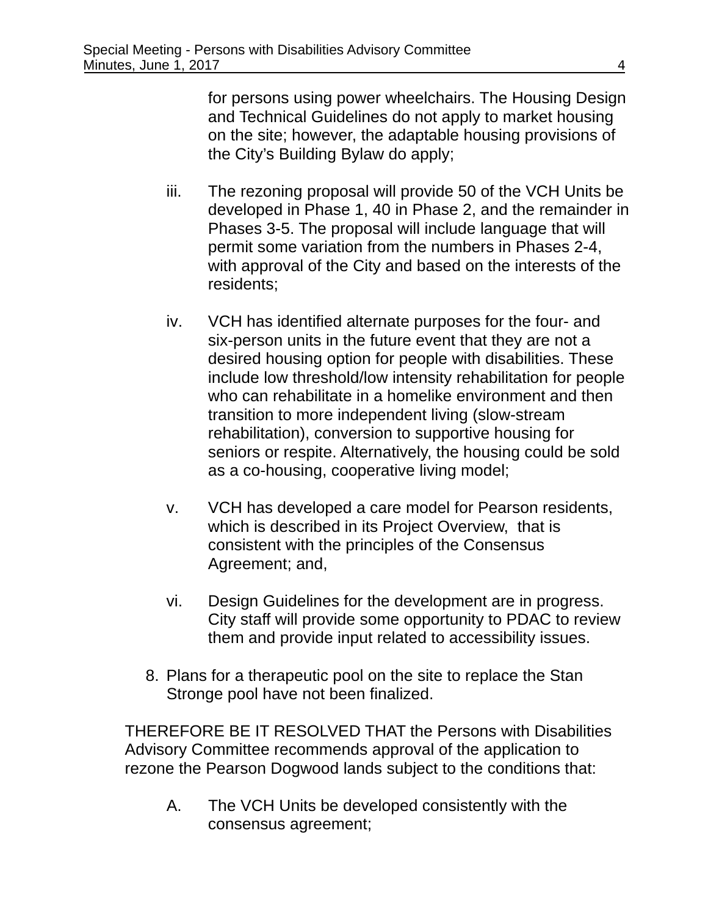for persons using power wheelchairs. The Housing Design and Technical Guidelines do not apply to market housing on the site; however, the adaptable housing provisions of the City's Building Bylaw do apply;

iii. The rezoning proposal will provide 50 of the VCH Units be developed in Phase 1, 40 in Phase 2, and the remainder in Phases 3-5. The proposal will include language that will permit some variation from the numbers in Phases 2-4, with approval of the City and based on the interests of the residents;

iv. VCH has identified alternate purposes for the four- and six-person units in the future event that they are not a desired housing option for people with disabilities. These include low threshold/low intensity rehabilitation for people who can rehabilitate in a homelike environment and then transition to more independent living (slow-stream rehabilitation), conversion to supportive housing for seniors or respite. Alternatively, the housing could be sold as a co-housing, cooperative living model;

v. VCH has developed a care model for Pearson residents, which is described in its Project Overview, that is consistent with the principles of the Consensus Agreement; and,

vi. Design Guidelines for the development are in progress. City staff will provide some opportunity to PDAC to review them and provide input related to accessibility issues.

8. Plans for a therapeutic pool on the site to replace the Stan Stronge pool have not been finalized.

THEREFORE BE IT RESOLVED THAT the Persons with Disabilities Advisory Committee recommends approval of the application to rezone the Pearson Dogwood lands subject to the conditions that:

A. The VCH Units be developed consistently with the consensus agreement;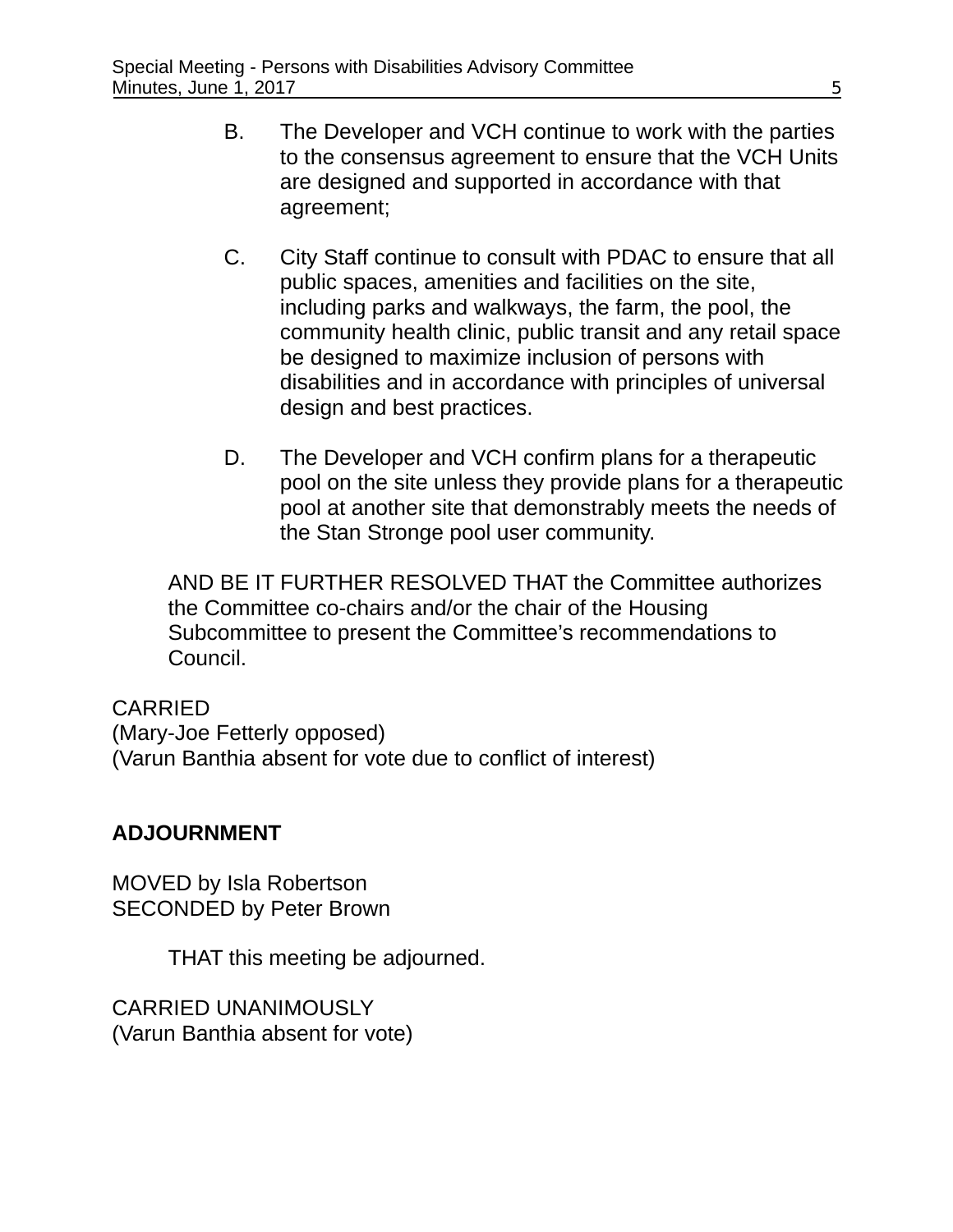B. The Developer and VCH continue to work with the parties to the consensus agreement to ensure that the VCH Units are designed and supported in accordance with that agreement;

C. City Staff continue to consult with PDAC to ensure that all public spaces, amenities and facilities on the site, including parks and walkways, the farm, the pool, the community health clinic, public transit and any retail space be designed to maximize inclusion of persons with disabilities and in accordance with principles of universal design and best practices.

D. The Developer and VCH confirm plans for a therapeutic pool on the site unless they provide plans for a therapeutic pool at another site that demonstrably meets the needs of the Stan Stronge pool user community.

AND BE IT FURTHER RESOLVED THAT the Committee authorizes the Committee co-chairs and/or the chair of the Housing Subcommittee to present the Committee's recommendations to Council.

CARRIED
(Mary-Joe Fetterly opposed)
(Varun Banthia absent for vote due to conflict of interest)

**ADJOURNMENT**

MOVED by Isla Robertson
SECONDED by Peter Brown

THAT this meeting be adjourned.

CARRIED UNANIMOUSLY
(Varun Banthia absent for vote)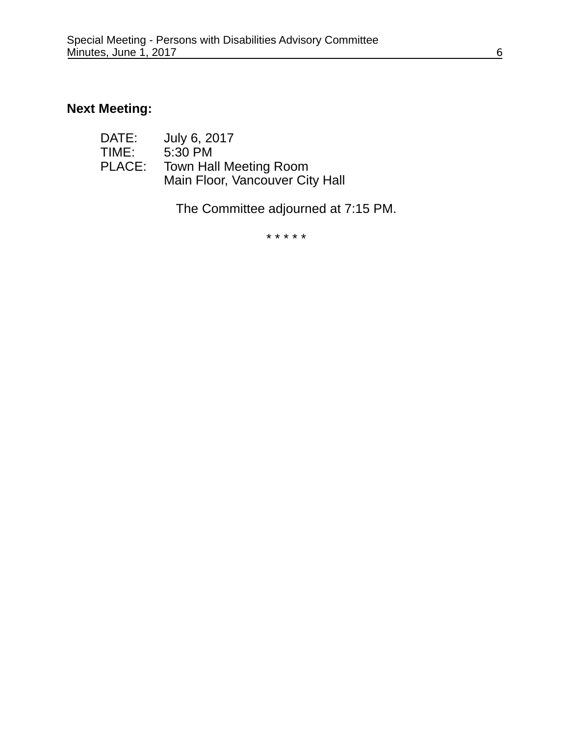**Next Meeting:**

DATE: July 6, 2017
TIME: 5:30 PM
PLACE: Town Hall Meeting Room
Main Floor, Vancouver City Hall

The Committee adjourned at 7:15 PM.

* * * * *